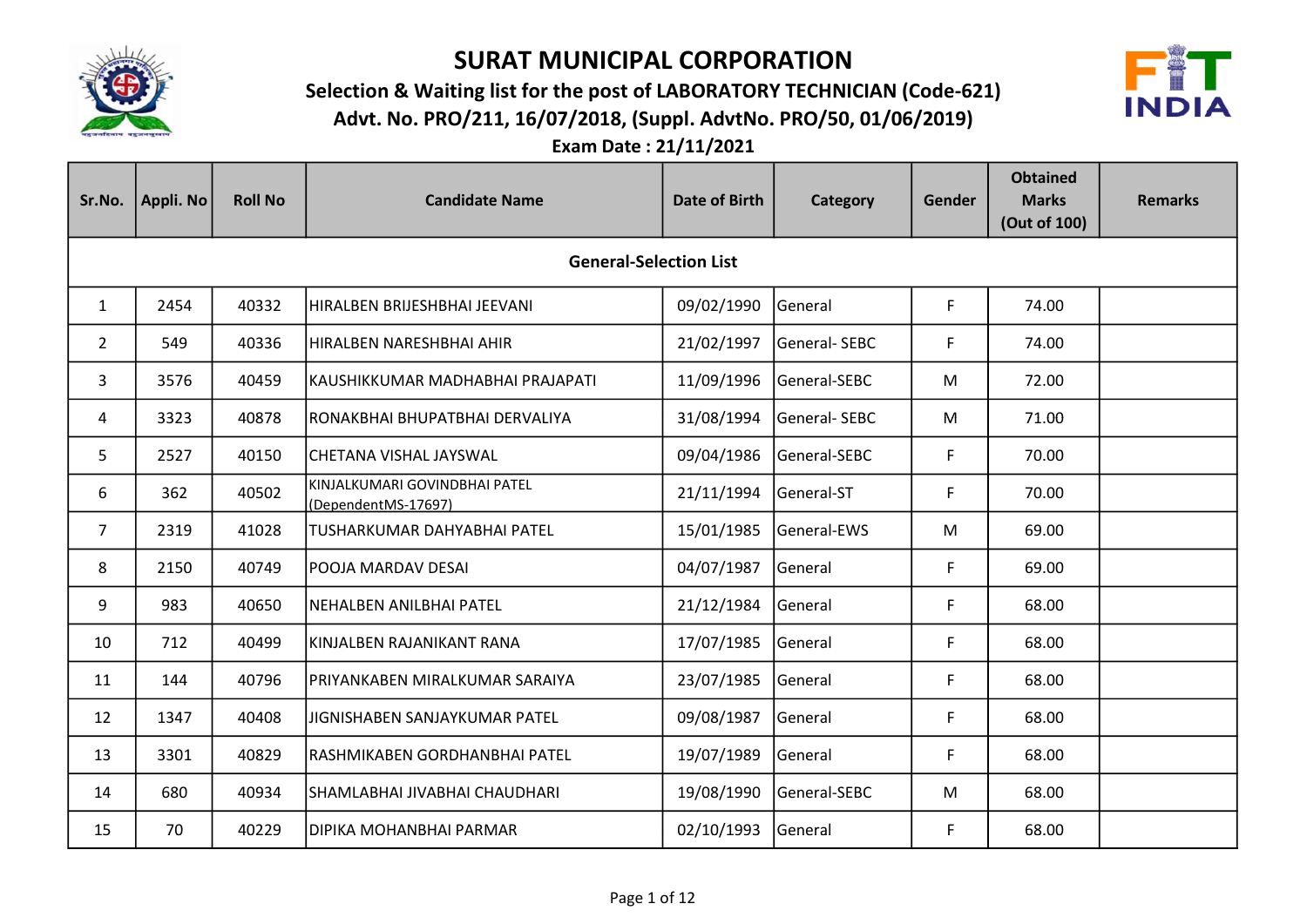# SURAT MUNICIPAL CORPORATION

## Selection & Waiting list for the post of LABORATORY TECHNICIAN (Code-621)

## Advt. No. PRO/211, 16/07/2018, (Suppl. AdvtNo. PRO/50, 01/06/2019)

## Exam Date : 21/11/2021

| Sr.No. | Appli. No | Roll No | Candidate Name | Date of Birth | Category | Gender | Obtained Marks (Out of 100) | Remarks |
|---|---|---|---|---|---|---|---|---|
| **General-Selection List** | | | | | | | | |
| 1 | 2454 | 40332 | HIRALBEN BRIJESHBHAI JEEVANI | 09/02/1990 | General | F | 74.00 | |
| 2 | 549 | 40336 | HIRALBEN NARESHBHAI AHIR | 21/02/1997 | General- SEBC | F | 74.00 | |
| 3 | 3576 | 40459 | KAUSHIKKUMAR MADHABHAI PRAJAPATI | 11/09/1996 | General-SEBC | M | 72.00 | |
| 4 | 3323 | 40878 | RONAKBHAI BHUPATBHAI DERVALIYA | 31/08/1994 | General- SEBC | M | 71.00 | |
| 5 | 2527 | 40150 | CHETANA VISHAL JAYSWAL | 09/04/1986 | General-SEBC | F | 70.00 | |
| 6 | 362 | 40502 | KINJALKUMARI GOVINDBHAI PATEL (DependentMS-17697) | 21/11/1994 | General-ST | F | 70.00 | |
| 7 | 2319 | 41028 | TUSHARKUMAR DAHYABHAI PATEL | 15/01/1985 | General-EWS | M | 69.00 | |
| 8 | 2150 | 40749 | POOJA MARDAV DESAI | 04/07/1987 | General | F | 69.00 | |
| 9 | 983 | 40650 | NEHALBEN ANILBHAI PATEL | 21/12/1984 | General | F | 68.00 | |
| 10 | 712 | 40499 | KINJALBEN RAJANIKANT RANA | 17/07/1985 | General | F | 68.00 | |
| 11 | 144 | 40796 | PRIYANKABEN MIRALKUMAR SARAIYA | 23/07/1985 | General | F | 68.00 | |
| 12 | 1347 | 40408 | JIGNISHABEN SANJAYKUMAR PATEL | 09/08/1987 | General | F | 68.00 | |
| 13 | 3301 | 40829 | RASHMIKABEN GORDHANBHAI PATEL | 19/07/1989 | General | F | 68.00 | |
| 14 | 680 | 40934 | SHAMLABHAI JIVABHAI CHAUDHARI | 19/08/1990 | General-SEBC | M | 68.00 | |
| 15 | 70 | 40229 | DIPIKA MOHANBHAI PARMAR | 02/10/1993 | General | F | 68.00 | |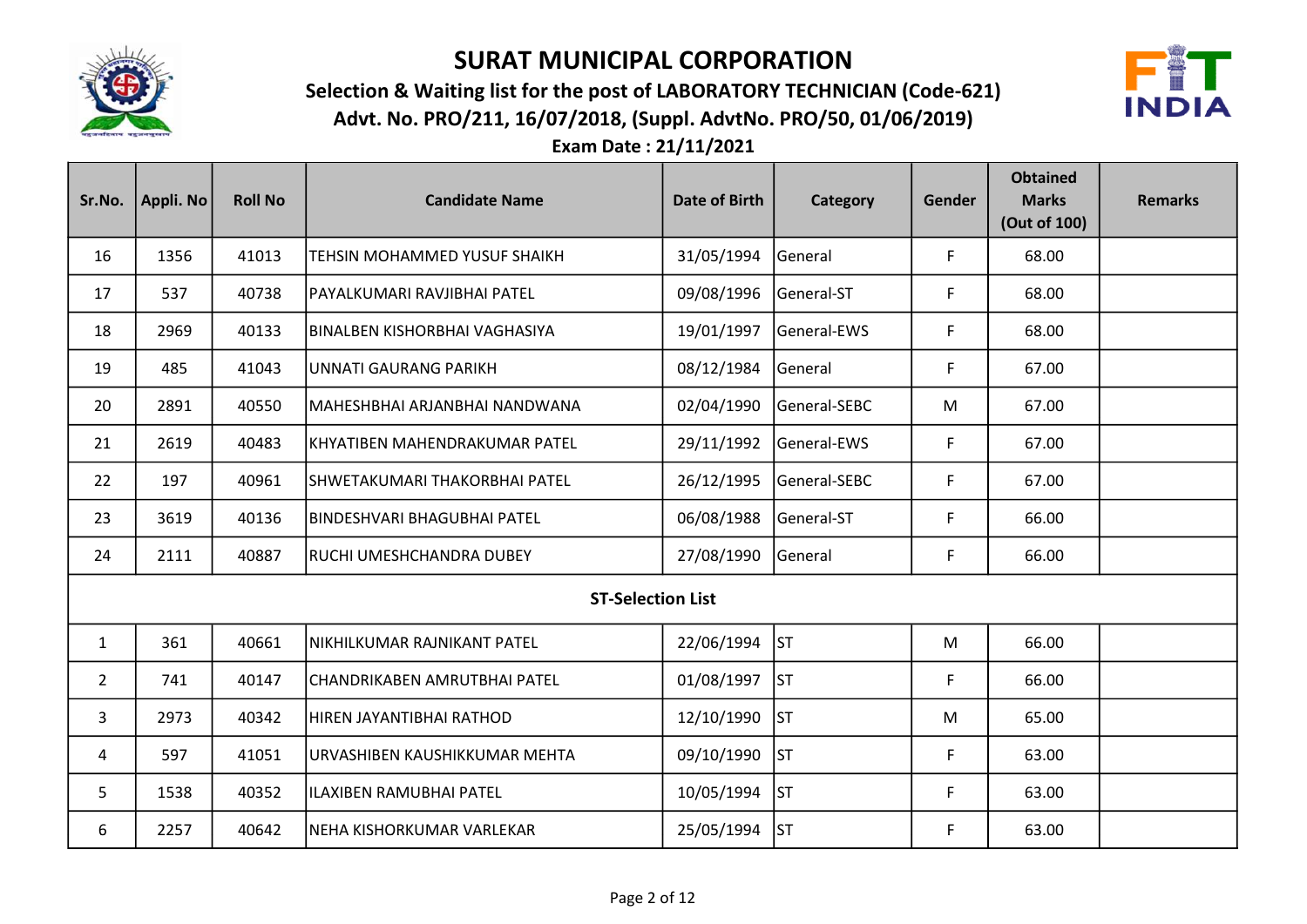# SURAT MUNICIPAL CORPORATION

## Selection & Waiting list for the post of LABORATORY TECHNICIAN (Code-621)

## Advt. No. PRO/211, 16/07/2018, (Suppl. AdvtNo. PRO/50, 01/06/2019)

## Exam Date : 21/11/2021

| Sr.No. | Appli. No | Roll No | Candidate Name | Date of Birth | Category | Gender | Obtained Marks (Out of 100) | Remarks |
|---|---|---|---|---|---|---|---|---|
| 16 | 1356 | 41013 | TEHSIN MOHAMMED YUSUF SHAIKH | 31/05/1994 | General | F | 68.00 | |
| 17 | 537 | 40738 | PAYALKUMARI RAVJIBHAI PATEL | 09/08/1996 | General-ST | F | 68.00 | |
| 18 | 2969 | 40133 | BINALBEN KISHORBHAI VAGHASIYA | 19/01/1997 | General-EWS | F | 68.00 | |
| 19 | 485 | 41043 | UNNATI GAURANG PARIKH | 08/12/1984 | General | F | 67.00 | |
| 20 | 2891 | 40550 | MAHESHBHAI ARJANBHAI NANDWANA | 02/04/1990 | General-SEBC | M | 67.00 | |
| 21 | 2619 | 40483 | KHYATIBEN MAHENDRAKUMAR PATEL | 29/11/1992 | General-EWS | F | 67.00 | |
| 22 | 197 | 40961 | SHWETAKUMARI THAKORBHAI PATEL | 26/12/1995 | General-SEBC | F | 67.00 | |
| 23 | 3619 | 40136 | BINDESHVARI BHAGUBHAI PATEL | 06/08/1988 | General-ST | F | 66.00 | |
| 24 | 2111 | 40887 | RUCHI UMESHCHANDRA DUBEY | 27/08/1990 | General | F | 66.00 | |
| **ST-Selection List** | | | | | | | | |
| 1 | 361 | 40661 | NIKHILKUMAR RAJNIKANT PATEL | 22/06/1994 | ST | M | 66.00 | |
| 2 | 741 | 40147 | CHANDRIKABEN AMRUTBHAI PATEL | 01/08/1997 | ST | F | 66.00 | |
| 3 | 2973 | 40342 | HIREN JAYANTIBHAI RATHOD | 12/10/1990 | ST | M | 65.00 | |
| 4 | 597 | 41051 | URVASHIBEN KAUSHIKKUMAR MEHTA | 09/10/1990 | ST | F | 63.00 | |
| 5 | 1538 | 40352 | ILAXIBEN RAMUBHAI PATEL | 10/05/1994 | ST | F | 63.00 | |
| 6 | 2257 | 40642 | NEHA KISHORKUMAR VARLEKAR | 25/05/1994 | ST | F | 63.00 | |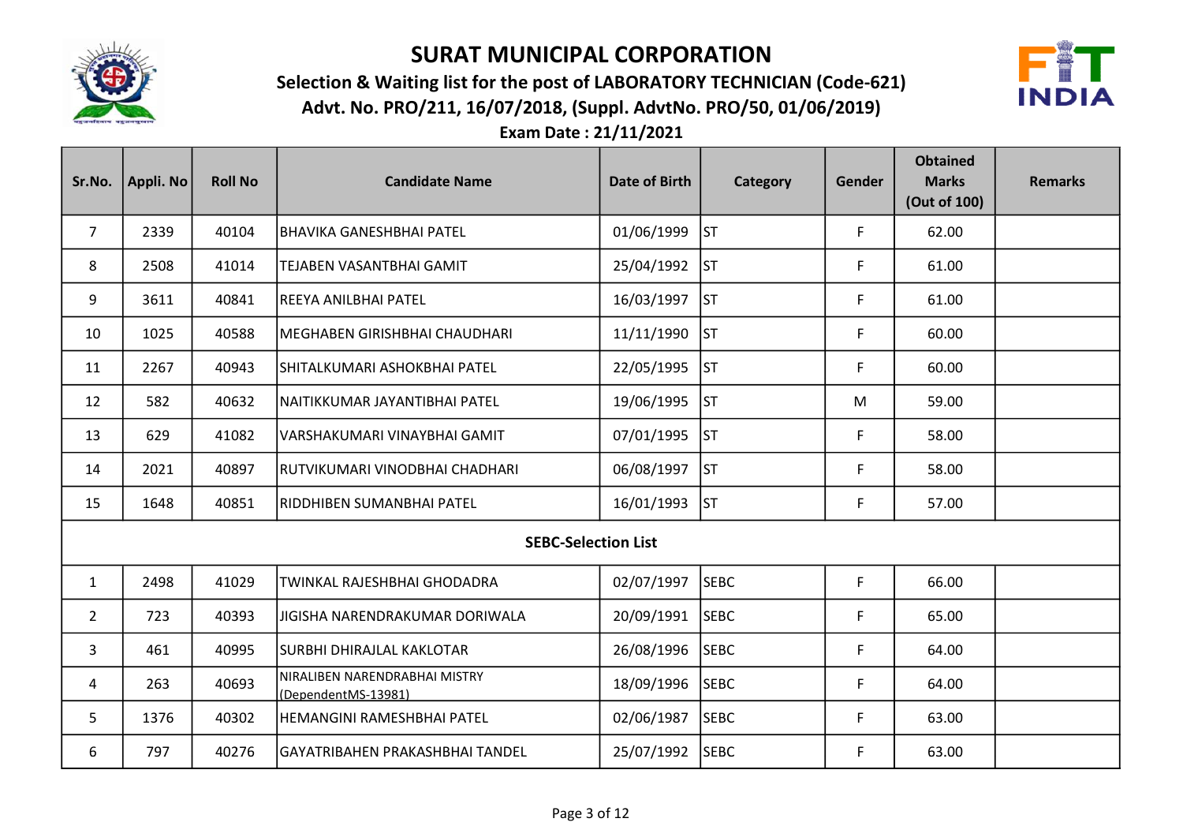# SURAT MUNICIPAL CORPORATION

## Selection & Waiting list for the post of LABORATORY TECHNICIAN (Code-621)

## Advt. No. PRO/211, 16/07/2018, (Suppl. AdvtNo. PRO/50, 01/06/2019)

## Exam Date : 21/11/2021

| Sr.No. | Appli. No | Roll No | Candidate Name | Date of Birth | Category | Gender | Obtained Marks (Out of 100) | Remarks |
|---|---|---|---|---|---|---|---|---|
| 7 | 2339 | 40104 | BHAVIKA GANESHBHAI PATEL | 01/06/1999 | ST | F | 62.00 | |
| 8 | 2508 | 41014 | TEJABEN VASANTBHAI GAMIT | 25/04/1992 | ST | F | 61.00 | |
| 9 | 3611 | 40841 | REEYA ANILBHAI PATEL | 16/03/1997 | ST | F | 61.00 | |
| 10 | 1025 | 40588 | MEGHABEN GIRISHBHAI CHAUDHARI | 11/11/1990 | ST | F | 60.00 | |
| 11 | 2267 | 40943 | SHITALKUMARI ASHOKBHAI PATEL | 22/05/1995 | ST | F | 60.00 | |
| 12 | 582 | 40632 | NAITIKKUMAR JAYANTIBHAI PATEL | 19/06/1995 | ST | M | 59.00 | |
| 13 | 629 | 41082 | VARSHAKUMARI VINAYBHAI GAMIT | 07/01/1995 | ST | F | 58.00 | |
| 14 | 2021 | 40897 | RUTVIKUMARI VINODBHAI CHADHARI | 06/08/1997 | ST | F | 58.00 | |
| 15 | 1648 | 40851 | RIDDHIBEN SUMANBHAI PATEL | 16/01/1993 | ST | F | 57.00 | |
| **SEBC-Selection List** | | | | | | | | |
| 1 | 2498 | 41029 | TWINKAL RAJESHBHAI GHODADRA | 02/07/1997 | SEBC | F | 66.00 | |
| 2 | 723 | 40393 | JIGISHA NARENDRAKUMAR DORIWALA | 20/09/1991 | SEBC | F | 65.00 | |
| 3 | 461 | 40995 | SURBHI DHIRAJLAL KAKLOTAR | 26/08/1996 | SEBC | F | 64.00 | |
| 4 | 263 | 40693 | NIRALIBEN NARENDRABHAI MISTRY (DependentMS-13981) | 18/09/1996 | SEBC | F | 64.00 | |
| 5 | 1376 | 40302 | HEMANGINI RAMESHBHAI PATEL | 02/06/1987 | SEBC | F | 63.00 | |
| 6 | 797 | 40276 | GAYATRIBAHEN PRAKASHBHAI TANDEL | 25/07/1992 | SEBC | F | 63.00 | |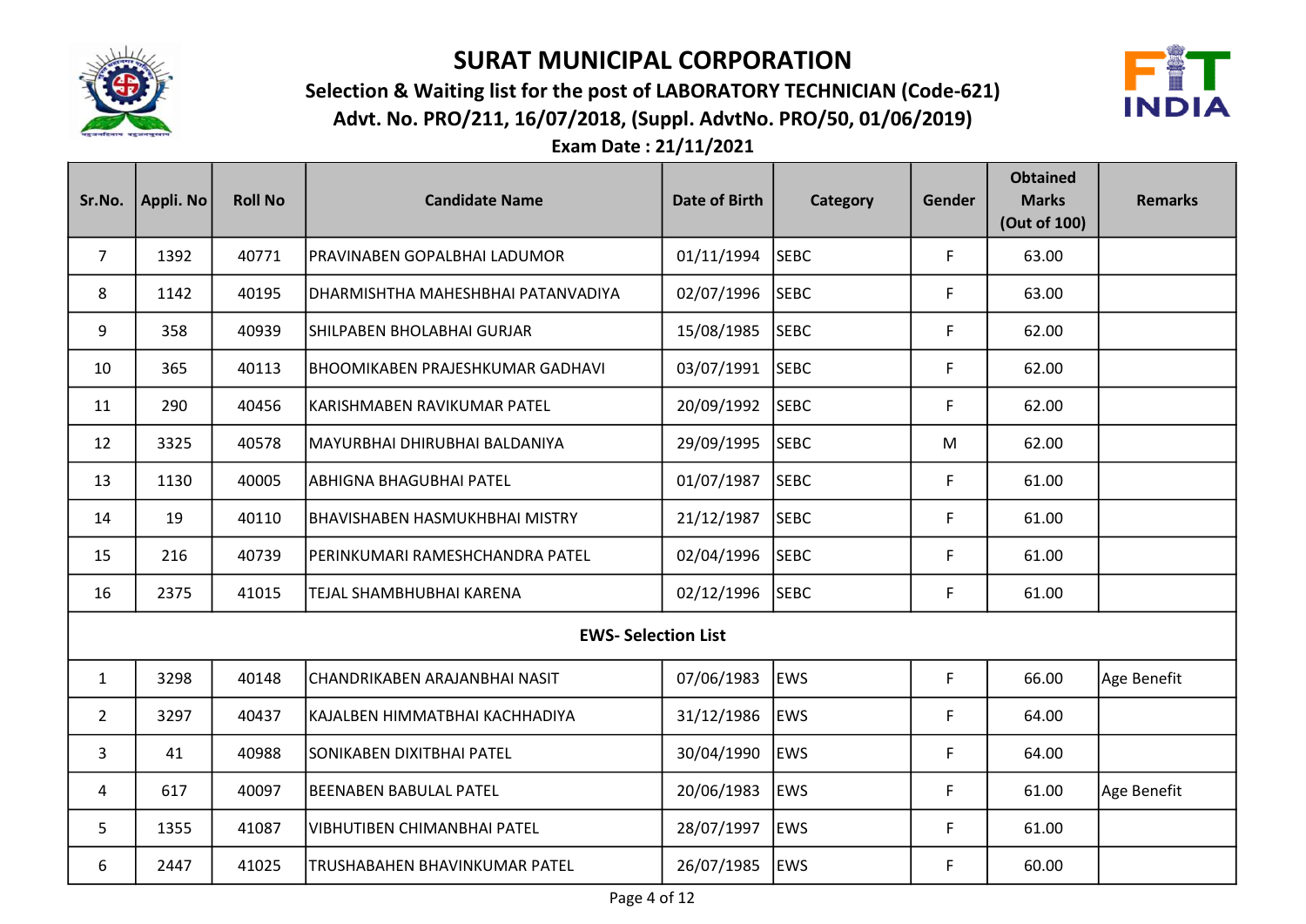# SURAT MUNICIPAL CORPORATION

## Selection & Waiting list for the post of LABORATORY TECHNICIAN (Code-621)

## Advt. No. PRO/211, 16/07/2018, (Suppl. AdvtNo. PRO/50, 01/06/2019)

## Exam Date : 21/11/2021

| Sr.No. | Appli. No | Roll No | Candidate Name | Date of Birth | Category | Gender | Obtained Marks (Out of 100) | Remarks |
|---|---|---|---|---|---|---|---|---|
| 7 | 1392 | 40771 | PRAVINABEN GOPALBHAI LADUMOR | 01/11/1994 | SEBC | F | 63.00 | |
| 8 | 1142 | 40195 | DHARMISHTHA MAHESHBHAI PATANVADIYA | 02/07/1996 | SEBC | F | 63.00 | |
| 9 | 358 | 40939 | SHILPABEN BHOLABHAI GURJAR | 15/08/1985 | SEBC | F | 62.00 | |
| 10 | 365 | 40113 | BHOOMIKABEN PRAJESHKUMAR GADHAVI | 03/07/1991 | SEBC | F | 62.00 | |
| 11 | 290 | 40456 | KARISHMABEN RAVIKUMAR PATEL | 20/09/1992 | SEBC | F | 62.00 | |
| 12 | 3325 | 40578 | MAYURBHAI DHIRUBHAI BALDANIYA | 29/09/1995 | SEBC | M | 62.00 | |
| 13 | 1130 | 40005 | ABHIGNA BHAGUBHAI PATEL | 01/07/1987 | SEBC | F | 61.00 | |
| 14 | 19 | 40110 | BHAVISHABEN HASMUKHBHAI MISTRY | 21/12/1987 | SEBC | F | 61.00 | |
| 15 | 216 | 40739 | PERINKUMARI RAMESHCHANDRA PATEL | 02/04/1996 | SEBC | F | 61.00 | |
| 16 | 2375 | 41015 | TEJAL SHAMBHUBHAI KARENA | 02/12/1996 | SEBC | F | 61.00 | |
| **EWS- Selection List** | | | | | | | | |
| 1 | 3298 | 40148 | CHANDRIKABEN ARAJANBHAI NASIT | 07/06/1983 | EWS | F | 66.00 | Age Benefit |
| 2 | 3297 | 40437 | KAJALBEN HIMMATBHAI KACHHADIYA | 31/12/1986 | EWS | F | 64.00 | |
| 3 | 41 | 40988 | SONIKABEN DIXITBHAI PATEL | 30/04/1990 | EWS | F | 64.00 | |
| 4 | 617 | 40097 | BEENABEN BABULAL PATEL | 20/06/1983 | EWS | F | 61.00 | Age Benefit |
| 5 | 1355 | 41087 | VIBHUTIBEN CHIMANBHAI PATEL | 28/07/1997 | EWS | F | 61.00 | |
| 6 | 2447 | 41025 | TRUSHABAHEN BHAVINKUMAR PATEL | 26/07/1985 | EWS | F | 60.00 | |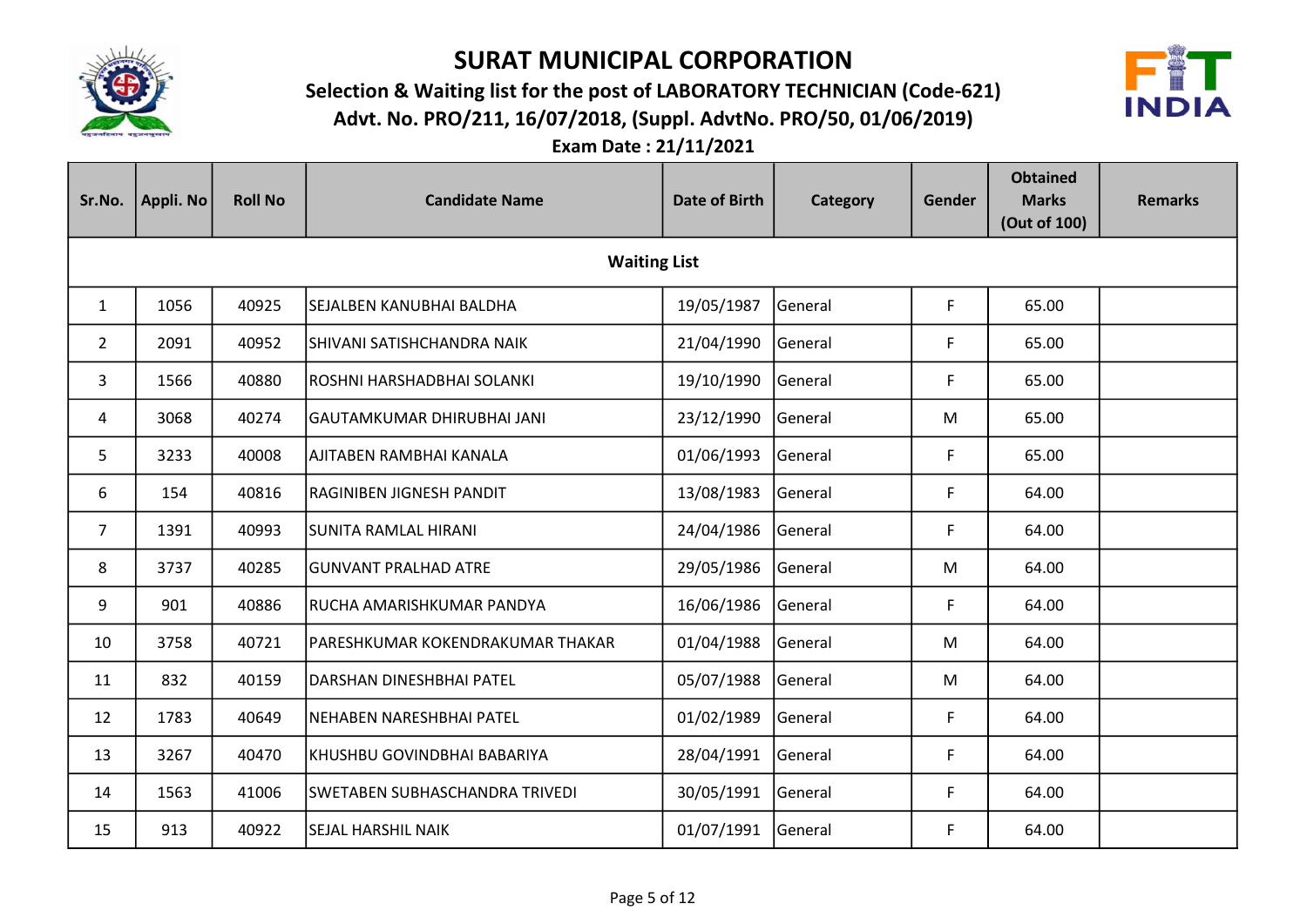# SURAT MUNICIPAL CORPORATION

## Selection & Waiting list for the post of LABORATORY TECHNICIAN (Code-621)

## Advt. No. PRO/211, 16/07/2018, (Suppl. AdvtNo. PRO/50, 01/06/2019)

## Exam Date : 21/11/2021

| Sr.No. | Appli. No | Roll No | Candidate Name | Date of Birth | Category | Gender | Obtained Marks (Out of 100) | Remarks |
|---|---|---|---|---|---|---|---|---|
| **Waiting List** | | | | | | | | |
| 1 | 1056 | 40925 | SEJALBEN KANUBHAI BALDHA | 19/05/1987 | General | F | 65.00 | |
| 2 | 2091 | 40952 | SHIVANI SATISHCHANDRA NAIK | 21/04/1990 | General | F | 65.00 | |
| 3 | 1566 | 40880 | ROSHNI HARSHADBHAI SOLANKI | 19/10/1990 | General | F | 65.00 | |
| 4 | 3068 | 40274 | GAUTAMKUMAR DHIRUBHAI JANI | 23/12/1990 | General | M | 65.00 | |
| 5 | 3233 | 40008 | AJITABEN RAMBHAI KANALA | 01/06/1993 | General | F | 65.00 | |
| 6 | 154 | 40816 | RAGINIBEN JIGNESH PANDIT | 13/08/1983 | General | F | 64.00 | |
| 7 | 1391 | 40993 | SUNITA RAMLAL HIRANI | 24/04/1986 | General | F | 64.00 | |
| 8 | 3737 | 40285 | GUNVANT PRALHAD ATRE | 29/05/1986 | General | M | 64.00 | |
| 9 | 901 | 40886 | RUCHA AMARISHKUMAR PANDYA | 16/06/1986 | General | F | 64.00 | |
| 10 | 3758 | 40721 | PARESHKUMAR KOKENDRAKUMAR THAKAR | 01/04/1988 | General | M | 64.00 | |
| 11 | 832 | 40159 | DARSHAN DINESHBHAI PATEL | 05/07/1988 | General | M | 64.00 | |
| 12 | 1783 | 40649 | NEHABEN NARESHBHAI PATEL | 01/02/1989 | General | F | 64.00 | |
| 13 | 3267 | 40470 | KHUSHBU GOVINDBHAI BABARIYA | 28/04/1991 | General | F | 64.00 | |
| 14 | 1563 | 41006 | SWETABEN SUBHASCHANDRA TRIVEDI | 30/05/1991 | General | F | 64.00 | |
| 15 | 913 | 40922 | SEJAL HARSHIL NAIK | 01/07/1991 | General | F | 64.00 | |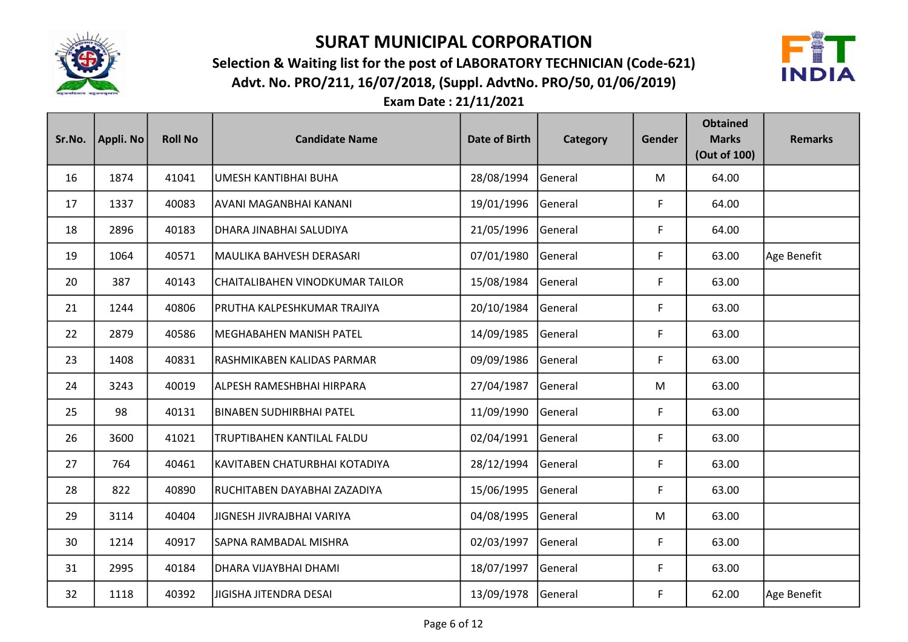# SURAT MUNICIPAL CORPORATION

## Selection & Waiting list for the post of LABORATORY TECHNICIAN (Code-621)

## Advt. No. PRO/211, 16/07/2018, (Suppl. AdvtNo. PRO/50, 01/06/2019)

## Exam Date : 21/11/2021

| Sr.No. | Appli. No | Roll No | Candidate Name | Date of Birth | Category | Gender | Obtained Marks (Out of 100) | Remarks |
|---|---|---|---|---|---|---|---|---|
| 16 | 1874 | 41041 | UMESH KANTIBHAI BUHA | 28/08/1994 | General | M | 64.00 | |
| 17 | 1337 | 40083 | AVANI MAGANBHAI KANANI | 19/01/1996 | General | F | 64.00 | |
| 18 | 2896 | 40183 | DHARA JINABHAI SALUDIYA | 21/05/1996 | General | F | 64.00 | |
| 19 | 1064 | 40571 | MAULIKA BAHVESH DERASARI | 07/01/1980 | General | F | 63.00 | Age Benefit |
| 20 | 387 | 40143 | CHAITALIBAHEN VINODKUMAR TAILOR | 15/08/1984 | General | F | 63.00 | |
| 21 | 1244 | 40806 | PRUTHA KALPESHKUMAR TRAJIYA | 20/10/1984 | General | F | 63.00 | |
| 22 | 2879 | 40586 | MEGHABAHEN MANISH PATEL | 14/09/1985 | General | F | 63.00 | |
| 23 | 1408 | 40831 | RASHMIKABEN KALIDAS PARMAR | 09/09/1986 | General | F | 63.00 | |
| 24 | 3243 | 40019 | ALPESH RAMESHBHAI HIRPARA | 27/04/1987 | General | M | 63.00 | |
| 25 | 98 | 40131 | BINABEN SUDHIRBHAI PATEL | 11/09/1990 | General | F | 63.00 | |
| 26 | 3600 | 41021 | TRUPTIBAHEN KANTILAL FALDU | 02/04/1991 | General | F | 63.00 | |
| 27 | 764 | 40461 | KAVITABEN CHATURBHAI KOTADIYA | 28/12/1994 | General | F | 63.00 | |
| 28 | 822 | 40890 | RUCHITABEN DAYABHAI ZAZADIYA | 15/06/1995 | General | F | 63.00 | |
| 29 | 3114 | 40404 | JIGNESH JIVRAJBHAI VARIYA | 04/08/1995 | General | M | 63.00 | |
| 30 | 1214 | 40917 | SAPNA RAMBADAL MISHRA | 02/03/1997 | General | F | 63.00 | |
| 31 | 2995 | 40184 | DHARA VIJAYBHAI DHAMI | 18/07/1997 | General | F | 63.00 | |
| 32 | 1118 | 40392 | JIGISHA JITENDRA DESAI | 13/09/1978 | General | F | 62.00 | Age Benefit |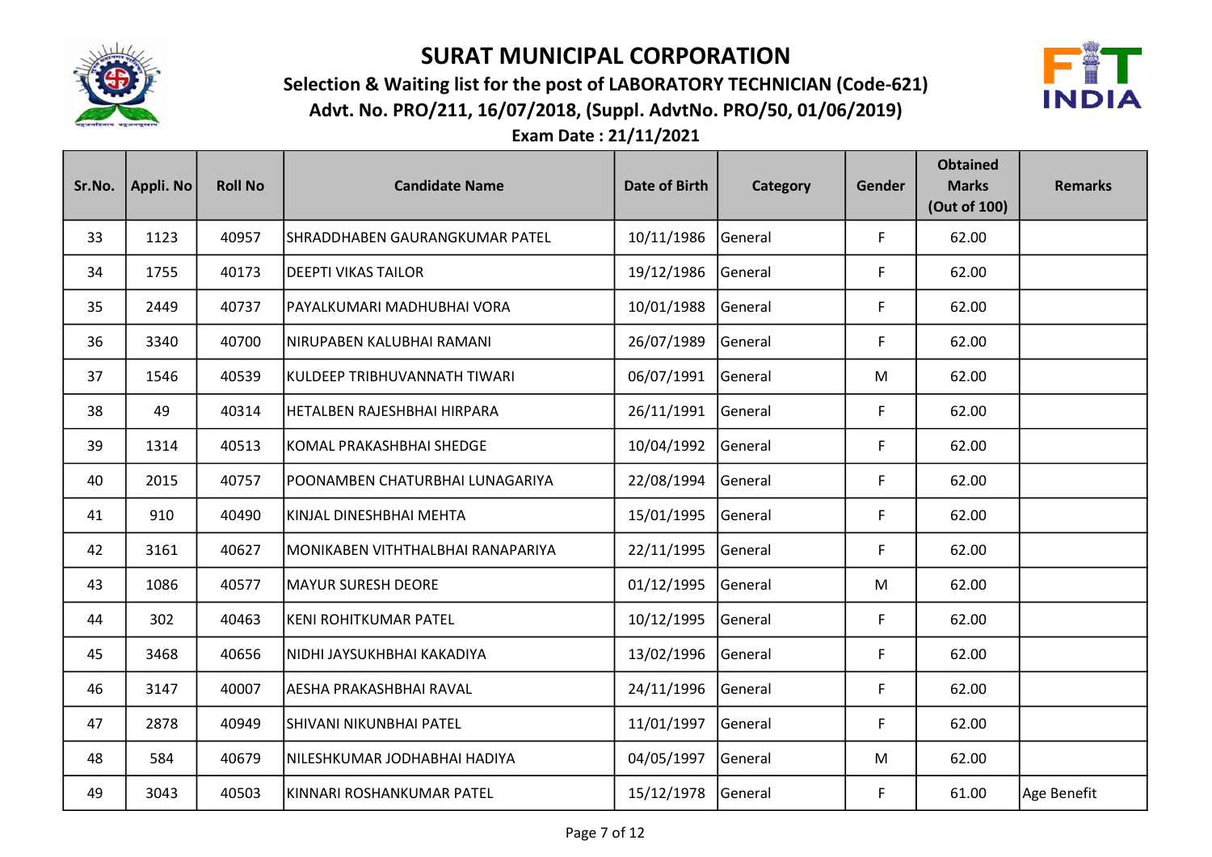# SURAT MUNICIPAL CORPORATION

## Selection & Waiting list for the post of LABORATORY TECHNICIAN (Code-621)

### Advt. No. PRO/211, 16/07/2018, (Suppl. AdvtNo. PRO/50, 01/06/2019)

### Exam Date : 21/11/2021

| Sr.No. | Appli. No | Roll No | Candidate Name | Date of Birth | Category | Gender | Obtained Marks (Out of 100) | Remarks |
|---|---|---|---|---|---|---|---|---|
| 33 | 1123 | 40957 | SHRADDHABEN GAURANGKUMAR PATEL | 10/11/1986 | General | F | 62.00 | |
| 34 | 1755 | 40173 | DEEPTI VIKAS TAILOR | 19/12/1986 | General | F | 62.00 | |
| 35 | 2449 | 40737 | PAYALKUMARI MADHUBHAI VORA | 10/01/1988 | General | F | 62.00 | |
| 36 | 3340 | 40700 | NIRUPABEN KALUBHAI RAMANI | 26/07/1989 | General | F | 62.00 | |
| 37 | 1546 | 40539 | KULDEEP TRIBHUVANNATH TIWARI | 06/07/1991 | General | M | 62.00 | |
| 38 | 49 | 40314 | HETALBEN RAJESHBHAI HIRPARA | 26/11/1991 | General | F | 62.00 | |
| 39 | 1314 | 40513 | KOMAL PRAKASHBHAI SHEDGE | 10/04/1992 | General | F | 62.00 | |
| 40 | 2015 | 40757 | POONAMBEN CHATURBHAI LUNAGARIYA | 22/08/1994 | General | F | 62.00 | |
| 41 | 910 | 40490 | KINJAL DINESHBHAI MEHTA | 15/01/1995 | General | F | 62.00 | |
| 42 | 3161 | 40627 | MONIKABEN VITHTHALBHAI RANAPARIYA | 22/11/1995 | General | F | 62.00 | |
| 43 | 1086 | 40577 | MAYUR SURESH DEORE | 01/12/1995 | General | M | 62.00 | |
| 44 | 302 | 40463 | KENI ROHITKUMAR PATEL | 10/12/1995 | General | F | 62.00 | |
| 45 | 3468 | 40656 | NIDHI JAYSUKHBHAI KAKADIYA | 13/02/1996 | General | F | 62.00 | |
| 46 | 3147 | 40007 | AESHA PRAKASHBHAI RAVAL | 24/11/1996 | General | F | 62.00 | |
| 47 | 2878 | 40949 | SHIVANI NIKUNBHAI PATEL | 11/01/1997 | General | F | 62.00 | |
| 48 | 584 | 40679 | NILESHKUMAR JODHABHAI HADIYA | 04/05/1997 | General | M | 62.00 | |
| 49 | 3043 | 40503 | KINNARI ROSHANKUMAR PATEL | 15/12/1978 | General | F | 61.00 | Age Benefit |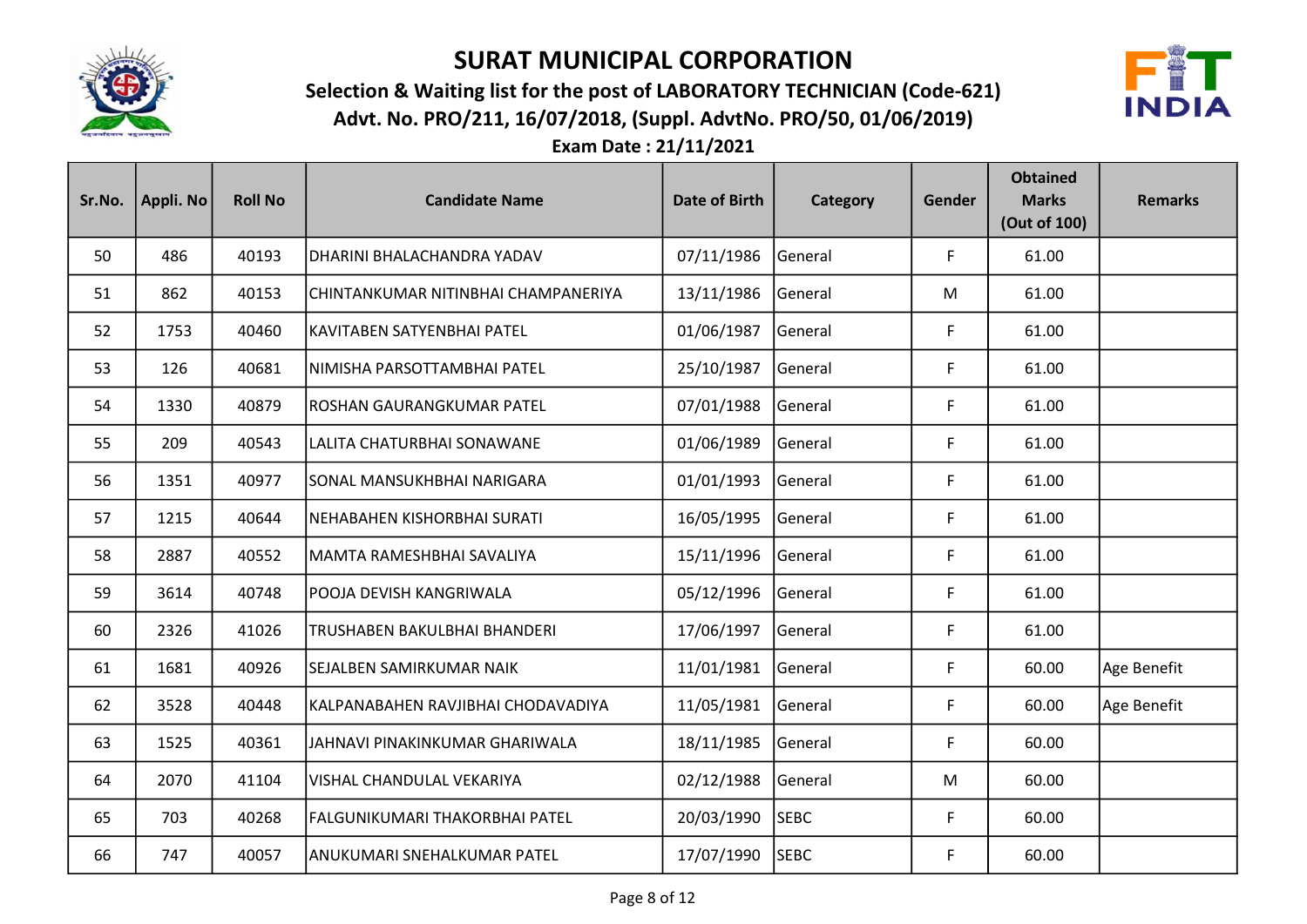# SURAT MUNICIPAL CORPORATION

## Selection & Waiting list for the post of LABORATORY TECHNICIAN (Code-621)

## Advt. No. PRO/211, 16/07/2018, (Suppl. AdvtNo. PRO/50, 01/06/2019)

## Exam Date : 21/11/2021

| Sr.No. | Appli. No | Roll No | Candidate Name | Date of Birth | Category | Gender | Obtained Marks (Out of 100) | Remarks |
|---|---|---|---|---|---|---|---|---|
| 50 | 486 | 40193 | DHARINI BHALACHANDRA YADAV | 07/11/1986 | General | F | 61.00 | |
| 51 | 862 | 40153 | CHINTANKUMAR NITINBHAI CHAMPANERIYA | 13/11/1986 | General | M | 61.00 | |
| 52 | 1753 | 40460 | KAVITABEN SATYENBHAI PATEL | 01/06/1987 | General | F | 61.00 | |
| 53 | 126 | 40681 | NIMISHA PARSOTTAMBHAI PATEL | 25/10/1987 | General | F | 61.00 | |
| 54 | 1330 | 40879 | ROSHAN GAURANGKUMAR PATEL | 07/01/1988 | General | F | 61.00 | |
| 55 | 209 | 40543 | LALITA CHATURBHAI SONAWANE | 01/06/1989 | General | F | 61.00 | |
| 56 | 1351 | 40977 | SONAL MANSUKHBHAI NARIGARA | 01/01/1993 | General | F | 61.00 | |
| 57 | 1215 | 40644 | NEHABAHEN KISHORBHAI SURATI | 16/05/1995 | General | F | 61.00 | |
| 58 | 2887 | 40552 | MAMTA RAMESHBHAI SAVALIYA | 15/11/1996 | General | F | 61.00 | |
| 59 | 3614 | 40748 | POOJA DEVISH KANGRIWALA | 05/12/1996 | General | F | 61.00 | |
| 60 | 2326 | 41026 | TRUSHABEN BAKULBHAI BHANDERI | 17/06/1997 | General | F | 61.00 | |
| 61 | 1681 | 40926 | SEJALBEN SAMIRKUMAR NAIK | 11/01/1981 | General | F | 60.00 | Age Benefit |
| 62 | 3528 | 40448 | KALPANABAHEN RAVJIBHAI CHODAVADIYA | 11/05/1981 | General | F | 60.00 | Age Benefit |
| 63 | 1525 | 40361 | JAHNAVI PINAKINKUMAR GHARIWALA | 18/11/1985 | General | F | 60.00 | |
| 64 | 2070 | 41104 | VISHAL CHANDULAL VEKARIYA | 02/12/1988 | General | M | 60.00 | |
| 65 | 703 | 40268 | FALGUNIKUMARI THAKORBHAI PATEL | 20/03/1990 | SEBC | F | 60.00 | |
| 66 | 747 | 40057 | ANUKUMARI SNEHALKUMAR PATEL | 17/07/1990 | SEBC | F | 60.00 | |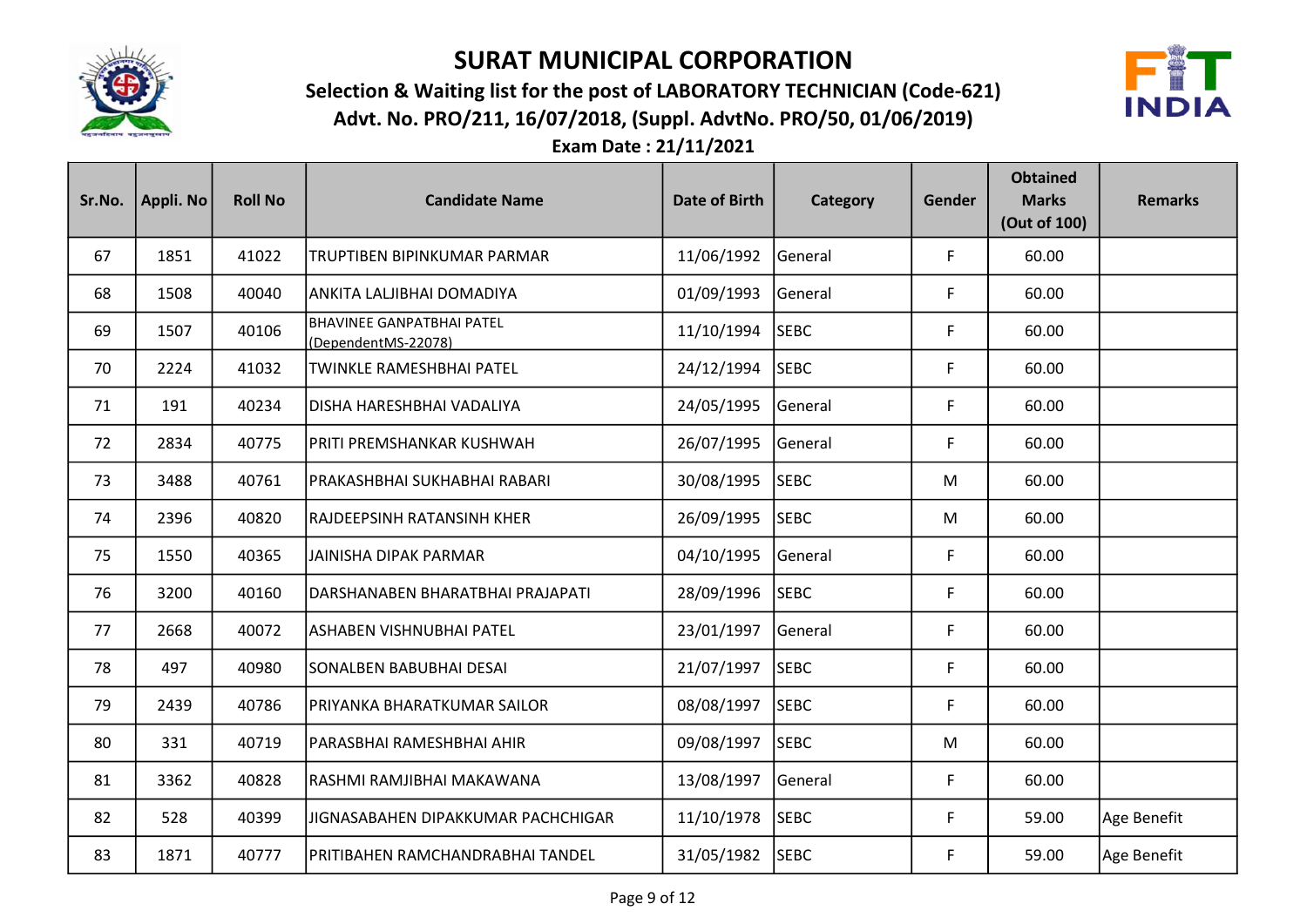# SURAT MUNICIPAL CORPORATION

## Selection & Waiting list for the post of LABORATORY TECHNICIAN (Code-621)

## Advt. No. PRO/211, 16/07/2018, (Suppl. AdvtNo. PRO/50, 01/06/2019)

## Exam Date : 21/11/2021

| Sr.No. | Appli. No | Roll No | Candidate Name | Date of Birth | Category | Gender | Obtained Marks (Out of 100) | Remarks |
|---|---|---|---|---|---|---|---|---|
| 67 | 1851 | 41022 | TRUPTIBEN BIPINKUMAR PARMAR | 11/06/1992 | General | F | 60.00 | |
| 68 | 1508 | 40040 | ANKITA LALJIBHAI DOMADIYA | 01/09/1993 | General | F | 60.00 | |
| 69 | 1507 | 40106 | BHAVINEE GANPATBHAI PATEL (DependentMS-22078) | 11/10/1994 | SEBC | F | 60.00 | |
| 70 | 2224 | 41032 | TWINKLE RAMESHBHAI PATEL | 24/12/1994 | SEBC | F | 60.00 | |
| 71 | 191 | 40234 | DISHA HARESHBHAI VADALIYA | 24/05/1995 | General | F | 60.00 | |
| 72 | 2834 | 40775 | PRITI PREMSHANKAR KUSHWAH | 26/07/1995 | General | F | 60.00 | |
| 73 | 3488 | 40761 | PRAKASHBHAI SUKHABHAI RABARI | 30/08/1995 | SEBC | M | 60.00 | |
| 74 | 2396 | 40820 | RAJDEEPSINH RATANSINH KHER | 26/09/1995 | SEBC | M | 60.00 | |
| 75 | 1550 | 40365 | JAINISHA DIPAK PARMAR | 04/10/1995 | General | F | 60.00 | |
| 76 | 3200 | 40160 | DARSHANABEN BHARATBHAI PRAJAPATI | 28/09/1996 | SEBC | F | 60.00 | |
| 77 | 2668 | 40072 | ASHABEN VISHNUBHAI PATEL | 23/01/1997 | General | F | 60.00 | |
| 78 | 497 | 40980 | SONALBEN BABUBHAI DESAI | 21/07/1997 | SEBC | F | 60.00 | |
| 79 | 2439 | 40786 | PRIYANKA BHARATKUMAR SAILOR | 08/08/1997 | SEBC | F | 60.00 | |
| 80 | 331 | 40719 | PARASBHAI RAMESHBHAI AHIR | 09/08/1997 | SEBC | M | 60.00 | |
| 81 | 3362 | 40828 | RASHMI RAMJIBHAI MAKAWANA | 13/08/1997 | General | F | 60.00 | |
| 82 | 528 | 40399 | JIGNASABAHEN DIPAKKUMAR PACHCHIGAR | 11/10/1978 | SEBC | F | 59.00 | Age Benefit |
| 83 | 1871 | 40777 | PRITIBAHEN RAMCHANDRABHAI TANDEL | 31/05/1982 | SEBC | F | 59.00 | Age Benefit |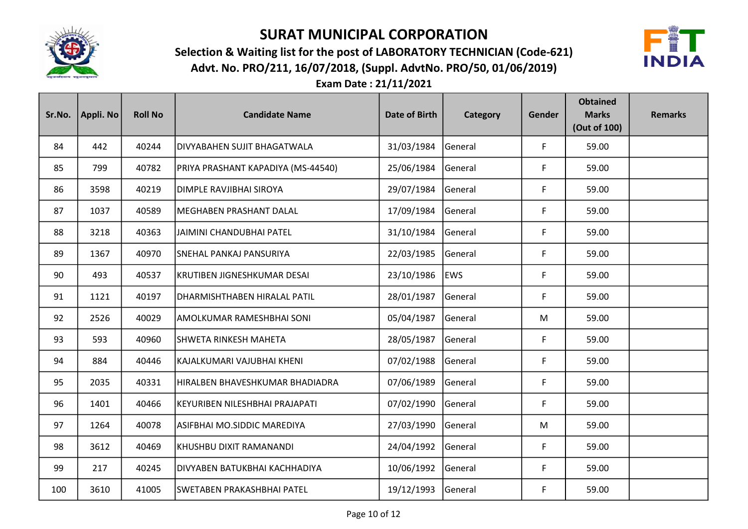# SURAT MUNICIPAL CORPORATION

## Selection & Waiting list for the post of LABORATORY TECHNICIAN (Code-621)

## Advt. No. PRO/211, 16/07/2018, (Suppl. AdvtNo. PRO/50, 01/06/2019)

## Exam Date : 21/11/2021

| Sr.No. | Appli. No | Roll No | Candidate Name | Date of Birth | Category | Gender | Obtained Marks (Out of 100) | Remarks |
|---|---|---|---|---|---|---|---|---|
| 84 | 442 | 40244 | DIVYABAHEN SUJIT BHAGATWALA | 31/03/1984 | General | F | 59.00 | |
| 85 | 799 | 40782 | PRIYA PRASHANT KAPADIYA (MS-44540) | 25/06/1984 | General | F | 59.00 | |
| 86 | 3598 | 40219 | DIMPLE RAVJIBHAI SIROYA | 29/07/1984 | General | F | 59.00 | |
| 87 | 1037 | 40589 | MEGHABEN PRASHANT DALAL | 17/09/1984 | General | F | 59.00 | |
| 88 | 3218 | 40363 | JAIMINI CHANDUBHAI PATEL | 31/10/1984 | General | F | 59.00 | |
| 89 | 1367 | 40970 | SNEHAL PANKAJ PANSURIYA | 22/03/1985 | General | F | 59.00 | |
| 90 | 493 | 40537 | KRUTIBEN JIGNESHKUMAR DESAI | 23/10/1986 | EWS | F | 59.00 | |
| 91 | 1121 | 40197 | DHARMISHTHABEN HIRALAL PATIL | 28/01/1987 | General | F | 59.00 | |
| 92 | 2526 | 40029 | AMOLKUMAR RAMESHBHAI SONI | 05/04/1987 | General | M | 59.00 | |
| 93 | 593 | 40960 | SHWETA RINKESH MAHETA | 28/05/1987 | General | F | 59.00 | |
| 94 | 884 | 40446 | KAJALKUMARI VAJUBHAI KHENI | 07/02/1988 | General | F | 59.00 | |
| 95 | 2035 | 40331 | HIRALBEN BHAVESHKUMAR BHADIADRA | 07/06/1989 | General | F | 59.00 | |
| 96 | 1401 | 40466 | KEYURIBEN NILESHBHAI PRAJAPATI | 07/02/1990 | General | F | 59.00 | |
| 97 | 1264 | 40078 | ASIFBHAI MO.SIDDIC MAREDIYA | 27/03/1990 | General | M | 59.00 | |
| 98 | 3612 | 40469 | KHUSHBU DIXIT RAMANANDI | 24/04/1992 | General | F | 59.00 | |
| 99 | 217 | 40245 | DIVYABEN BATUKBHAI KACHHADIYA | 10/06/1992 | General | F | 59.00 | |
| 100 | 3610 | 41005 | SWETABEN PRAKASHBHAI PATEL | 19/12/1993 | General | F | 59.00 | |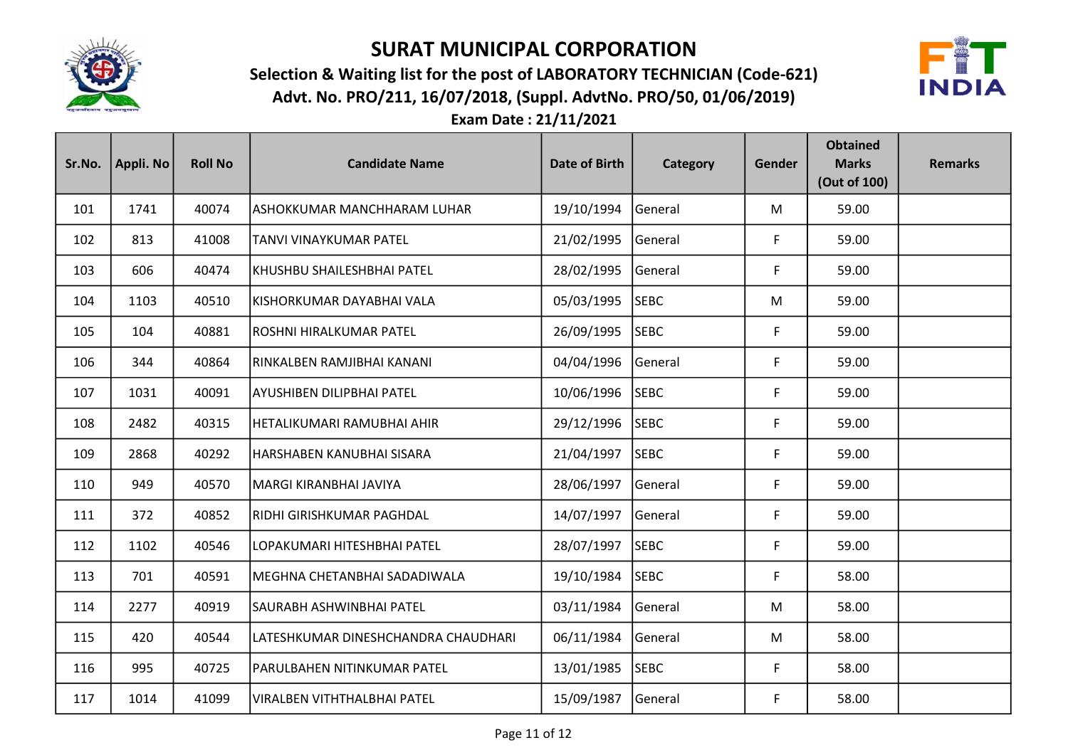# SURAT MUNICIPAL CORPORATION

## Selection & Waiting list for the post of LABORATORY TECHNICIAN (Code-621)

## Advt. No. PRO/211, 16/07/2018, (Suppl. AdvtNo. PRO/50, 01/06/2019)

## Exam Date : 21/11/2021

| Sr.No. | Appli. No | Roll No | Candidate Name | Date of Birth | Category | Gender | Obtained Marks (Out of 100) | Remarks |
|---|---|---|---|---|---|---|---|---|
| 101 | 1741 | 40074 | ASHOKKUMAR MANCHHARAM LUHAR | 19/10/1994 | General | M | 59.00 | |
| 102 | 813 | 41008 | TANVI VINAYKUMAR PATEL | 21/02/1995 | General | F | 59.00 | |
| 103 | 606 | 40474 | KHUSHBU SHAILESHBHAI PATEL | 28/02/1995 | General | F | 59.00 | |
| 104 | 1103 | 40510 | KISHORKUMAR DAYABHAI VALA | 05/03/1995 | SEBC | M | 59.00 | |
| 105 | 104 | 40881 | ROSHNI HIRALKUMAR PATEL | 26/09/1995 | SEBC | F | 59.00 | |
| 106 | 344 | 40864 | RINKALBEN RAMJIBHAI KANANI | 04/04/1996 | General | F | 59.00 | |
| 107 | 1031 | 40091 | AYUSHIBEN DILIPBHAI PATEL | 10/06/1996 | SEBC | F | 59.00 | |
| 108 | 2482 | 40315 | HETALIKUMARI RAMUBHAI AHIR | 29/12/1996 | SEBC | F | 59.00 | |
| 109 | 2868 | 40292 | HARSHABEN KANUBHAI SISARA | 21/04/1997 | SEBC | F | 59.00 | |
| 110 | 949 | 40570 | MARGI KIRANBHAI JAVIYA | 28/06/1997 | General | F | 59.00 | |
| 111 | 372 | 40852 | RIDHI GIRISHKUMAR PAGHDAL | 14/07/1997 | General | F | 59.00 | |
| 112 | 1102 | 40546 | LOPAKUMARI HITESHBHAI PATEL | 28/07/1997 | SEBC | F | 59.00 | |
| 113 | 701 | 40591 | MEGHNA CHETANBHAI SADADIWALA | 19/10/1984 | SEBC | F | 58.00 | |
| 114 | 2277 | 40919 | SAURABH ASHWINBHAI PATEL | 03/11/1984 | General | M | 58.00 | |
| 115 | 420 | 40544 | LATESHKUMAR DINESHCHANDRA CHAUDHARI | 06/11/1984 | General | M | 58.00 | |
| 116 | 995 | 40725 | PARULBAHEN NITINKUMAR PATEL | 13/01/1985 | SEBC | F | 58.00 | |
| 117 | 1014 | 41099 | VIRALBEN VITHTHALBHAI PATEL | 15/09/1987 | General | F | 58.00 | |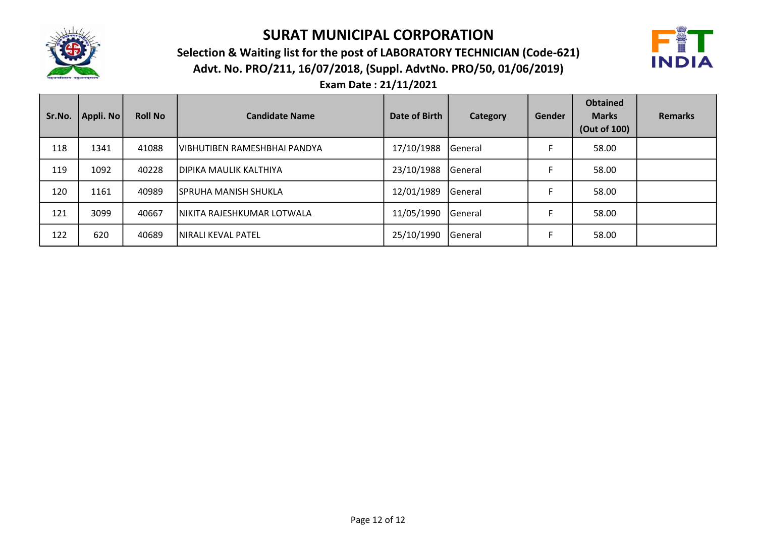# SURAT MUNICIPAL CORPORATION

## Selection & Waiting list for the post of LABORATORY TECHNICIAN (Code-621)

## Advt. No. PRO/211, 16/07/2018, (Suppl. AdvtNo. PRO/50, 01/06/2019)

## Exam Date : 21/11/2021

| Sr.No. | Appli. No | Roll No | Candidate Name | Date of Birth | Category | Gender | Obtained Marks (Out of 100) | Remarks |
|---|---|---|---|---|---|---|---|---|
| 118 | 1341 | 41088 | VIBHUTIBEN RAMESHBHAI PANDYA | 17/10/1988 | General | F | 58.00 | |
| 119 | 1092 | 40228 | DIPIKA MAULIK KALTHIYA | 23/10/1988 | General | F | 58.00 | |
| 120 | 1161 | 40989 | SPRUHA MANISH SHUKLA | 12/01/1989 | General | F | 58.00 | |
| 121 | 3099 | 40667 | NIKITA RAJESHKUMAR LOTWALA | 11/05/1990 | General | F | 58.00 | |
| 122 | 620 | 40689 | NIRALI KEVAL PATEL | 25/10/1990 | General | F | 58.00 | |